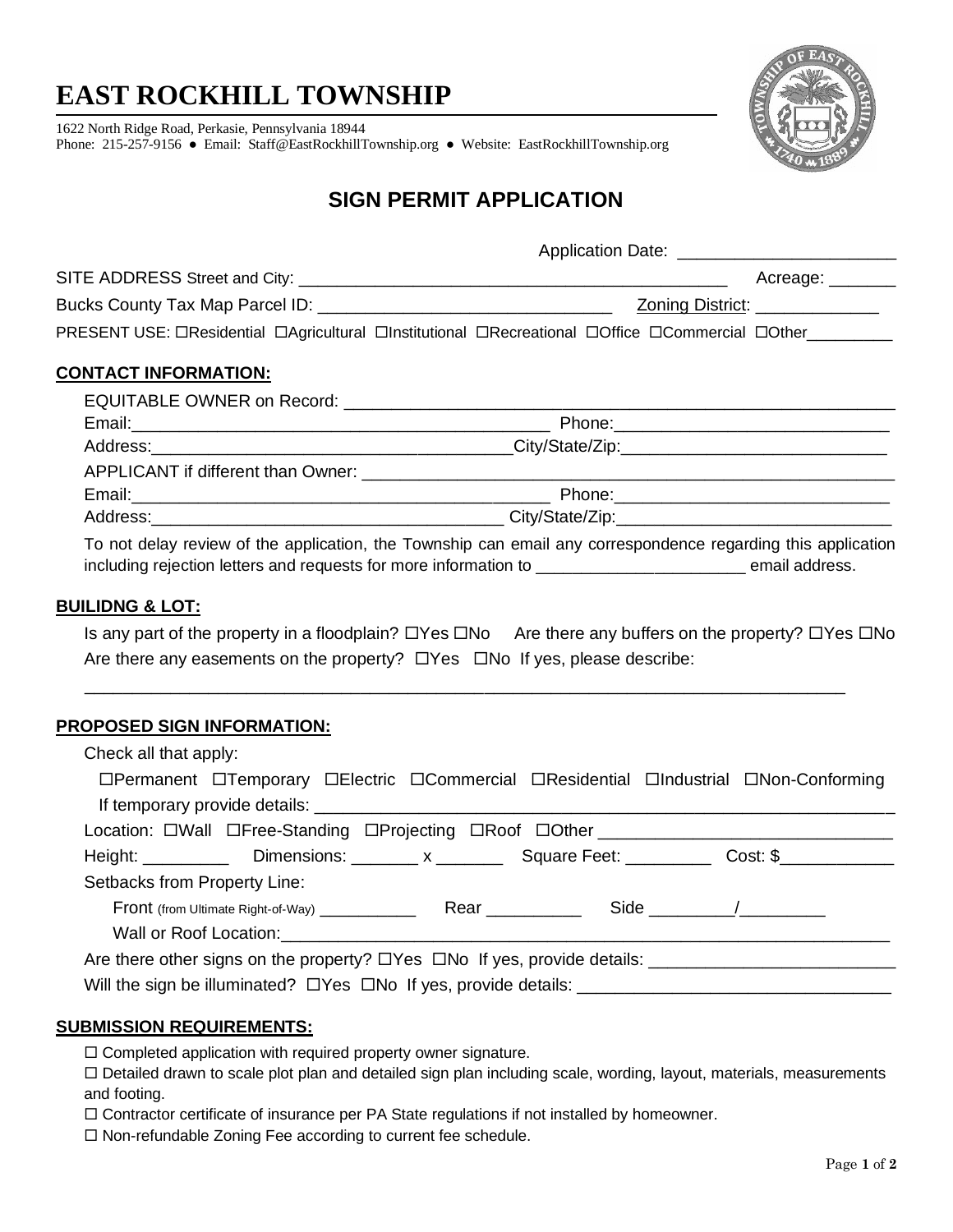# EAST ROCKHILL TOWNSHIP

1622 North Ridge Road, Perkasie, Pennsylvania 18944
Phone: 215-257-9156 ● Email: Staff@EastRockhillTownship.org ● Website: EastRockhillTownship.org

## SIGN PERMIT APPLICATION

Application Date: ______________________

SITE ADDRESS Street and City: ______________________________________________ Acreage: _______

Bucks County Tax Map Parcel ID: ______________________________ Zoning District: ____________

PRESENT USE: ☐Residential ☐Agricultural ☐Institutional ☐Recreational ☐Office ☐Commercial ☐Other_________

### CONTACT INFORMATION:

EQUITABLE OWNER on Record: ____________________________________________________________

Email:_____________________________________________ Phone:_____________________________

Address:_____________________________________City/State/Zip:____________________________

APPLICANT if different than Owner: ______________________________________________________

Email:_____________________________________________ Phone:_____________________________

Address:_____________________________________ City/State/Zip:_____________________________

To not delay review of the application, the Township can email any correspondence regarding this application including rejection letters and requests for more information to ______________________ email address.

### BUILIDNG & LOT:

Is any part of the property in a floodplain? ☐Yes ☐No Are there any buffers on the property? ☐Yes ☐No

Are there any easements on the property? ☐Yes ☐No If yes, please describe:

________________________________________________________________________________

### PROPOSED SIGN INFORMATION:

Check all that apply:

☐Permanent ☐Temporary ☐Electric ☐Commercial ☐Residential ☐Industrial ☐Non-Conforming

If temporary provide details: ______________________________________________________________

Location: ☐Wall ☐Free-Standing ☐Projecting ☐Roof ☐Other _____________________________

Height: _________ Dimensions: _______ x _______ Square Feet: _________ Cost: $____________

Setbacks from Property Line:

Front (from Ultimate Right-of-Way) ___________ Rear __________ Side ________/_________

Wall or Roof Location:_________________________________________________________________

Are there other signs on the property? ☐Yes ☐No If yes, provide details: _________________________

Will the sign be illuminated? ☐Yes ☐No If yes, provide details: ________________________________

### SUBMISSION REQUIREMENTS:

☐ Completed application with required property owner signature.

☐ Detailed drawn to scale plot plan and detailed sign plan including scale, wording, layout, materials, measurements and footing.

☐ Contractor certificate of insurance per PA State regulations if not installed by homeowner.

☐ Non-refundable Zoning Fee according to current fee schedule.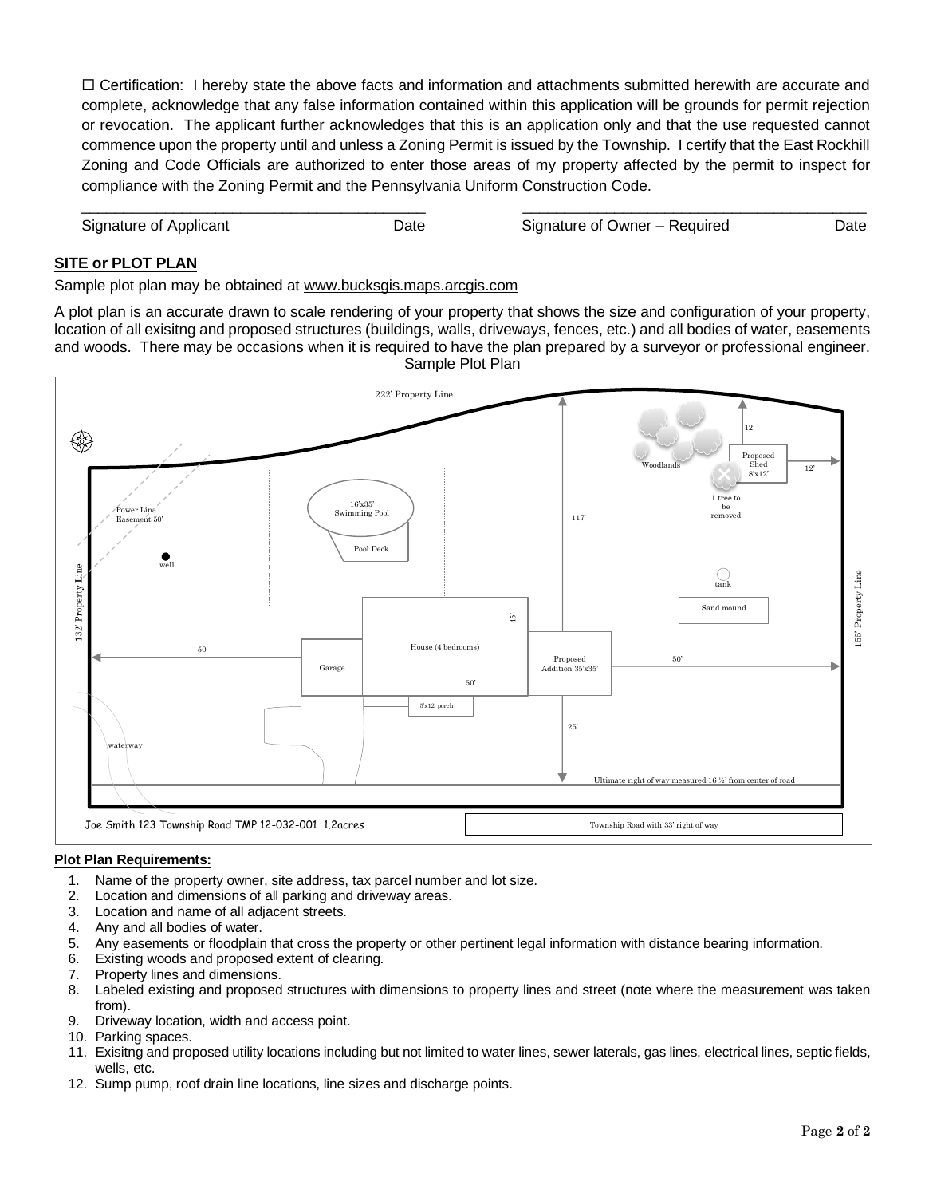☐ Certification: I hereby state the above facts and information and attachments submitted herewith are accurate and complete, acknowledge that any false information contained within this application will be grounds for permit rejection or revocation. The applicant further acknowledges that this is an application only and that the use requested cannot commence upon the property until and unless a Zoning Permit is issued by the Township. I certify that the East Rockhill Zoning and Code Officials are authorized to enter those areas of my property affected by the permit to inspect for compliance with the Zoning Permit and the Pennsylvania Uniform Construction Code.

\_\_\_\_\_\_\_\_\_\_\_\_\_\_\_\_\_\_\_\_\_\_\_\_\_\_\_\_\_\_\_\_\_\_\_\_\_\_\_\_\_ \_\_\_\_\_\_\_\_\_\_\_\_\_\_\_\_\_\_\_\_\_\_\_\_\_\_\_\_\_\_\_\_\_\_\_\_\_\_\_\_\_

Signature of Applicant Date Signature of Owner – Required Date

## SITE or PLOT PLAN

Sample plot plan may be obtained at www.bucksgis.maps.arcgis.com

A plot plan is an accurate drawn to scale rendering of your property that shows the size and configuration of your property, location of all exisitng and proposed structures (buildings, walls, driveways, fences, etc.) and all bodies of water, easements and woods. There may be occasions when it is required to have the plan prepared by a surveyor or professional engineer.

Sample Plot Plan

222' Property Line
132' Property Line
155' Property Line
Power Line Easement 50'
well
16'x35' Swimming Pool
Pool Deck
Woodlands
Proposed Shed 8'x12'
12'
12'
1 tree to be removed
117'
tank
Sand mound
45'
House (4 bedrooms)
50'
Garage
50'
Proposed Addition 35'x35'
50'
5'x12' porch
25'
waterway
Ultimate right of way measured 16 ½' from center of road
Joe Smith 123 Township Road TMP 12-032-001 1.2acres
Township Road with 33' right of way

**Plot Plan Requirements:**

1. Name of the property owner, site address, tax parcel number and lot size.
2. Location and dimensions of all parking and driveway areas.
3. Location and name of all adjacent streets.
4. Any and all bodies of water.
5. Any easements or floodplain that cross the property or other pertinent legal information with distance bearing information.
6. Existing woods and proposed extent of clearing.
7. Property lines and dimensions.
8. Labeled existing and proposed structures with dimensions to property lines and street (note where the measurement was taken from).
9. Driveway location, width and access point.
10. Parking spaces.
11. Exisitng and proposed utility locations including but not limited to water lines, sewer laterals, gas lines, electrical lines, septic fields, wells, etc.
12. Sump pump, roof drain line locations, line sizes and discharge points.